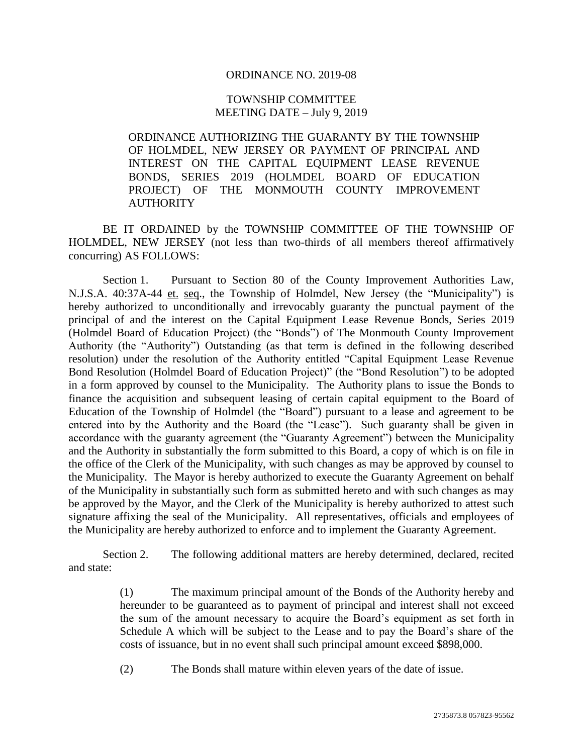ORDINANCE NO. 2019-08

TOWNSHIP COMMITTEE
MEETING DATE – July 9, 2019

ORDINANCE AUTHORIZING THE GUARANTY BY THE TOWNSHIP OF HOLMDEL, NEW JERSEY OR PAYMENT OF PRINCIPAL AND INTEREST ON THE CAPITAL EQUIPMENT LEASE REVENUE BONDS, SERIES 2019 (HOLMDEL BOARD OF EDUCATION PROJECT) OF THE MONMOUTH COUNTY IMPROVEMENT AUTHORITY

BE IT ORDAINED by the TOWNSHIP COMMITTEE OF THE TOWNSHIP OF HOLMDEL, NEW JERSEY (not less than two-thirds of all members thereof affirmatively concurring) AS FOLLOWS:

Section 1. Pursuant to Section 80 of the County Improvement Authorities Law, N.J.S.A. 40:37A-44 et. seq., the Township of Holmdel, New Jersey (the "Municipality") is hereby authorized to unconditionally and irrevocably guaranty the punctual payment of the principal of and the interest on the Capital Equipment Lease Revenue Bonds, Series 2019 (Holmdel Board of Education Project) (the "Bonds") of The Monmouth County Improvement Authority (the "Authority") Outstanding (as that term is defined in the following described resolution) under the resolution of the Authority entitled "Capital Equipment Lease Revenue Bond Resolution (Holmdel Board of Education Project)" (the "Bond Resolution") to be adopted in a form approved by counsel to the Municipality. The Authority plans to issue the Bonds to finance the acquisition and subsequent leasing of certain capital equipment to the Board of Education of the Township of Holmdel (the "Board") pursuant to a lease and agreement to be entered into by the Authority and the Board (the "Lease"). Such guaranty shall be given in accordance with the guaranty agreement (the "Guaranty Agreement") between the Municipality and the Authority in substantially the form submitted to this Board, a copy of which is on file in the office of the Clerk of the Municipality, with such changes as may be approved by counsel to the Municipality. The Mayor is hereby authorized to execute the Guaranty Agreement on behalf of the Municipality in substantially such form as submitted hereto and with such changes as may be approved by the Mayor, and the Clerk of the Municipality is hereby authorized to attest such signature affixing the seal of the Municipality. All representatives, officials and employees of the Municipality are hereby authorized to enforce and to implement the Guaranty Agreement.

Section 2. The following additional matters are hereby determined, declared, recited and state:

(1) The maximum principal amount of the Bonds of the Authority hereby and hereunder to be guaranteed as to payment of principal and interest shall not exceed the sum of the amount necessary to acquire the Board's equipment as set forth in Schedule A which will be subject to the Lease and to pay the Board's share of the costs of issuance, but in no event shall such principal amount exceed $898,000.

(2) The Bonds shall mature within eleven years of the date of issue.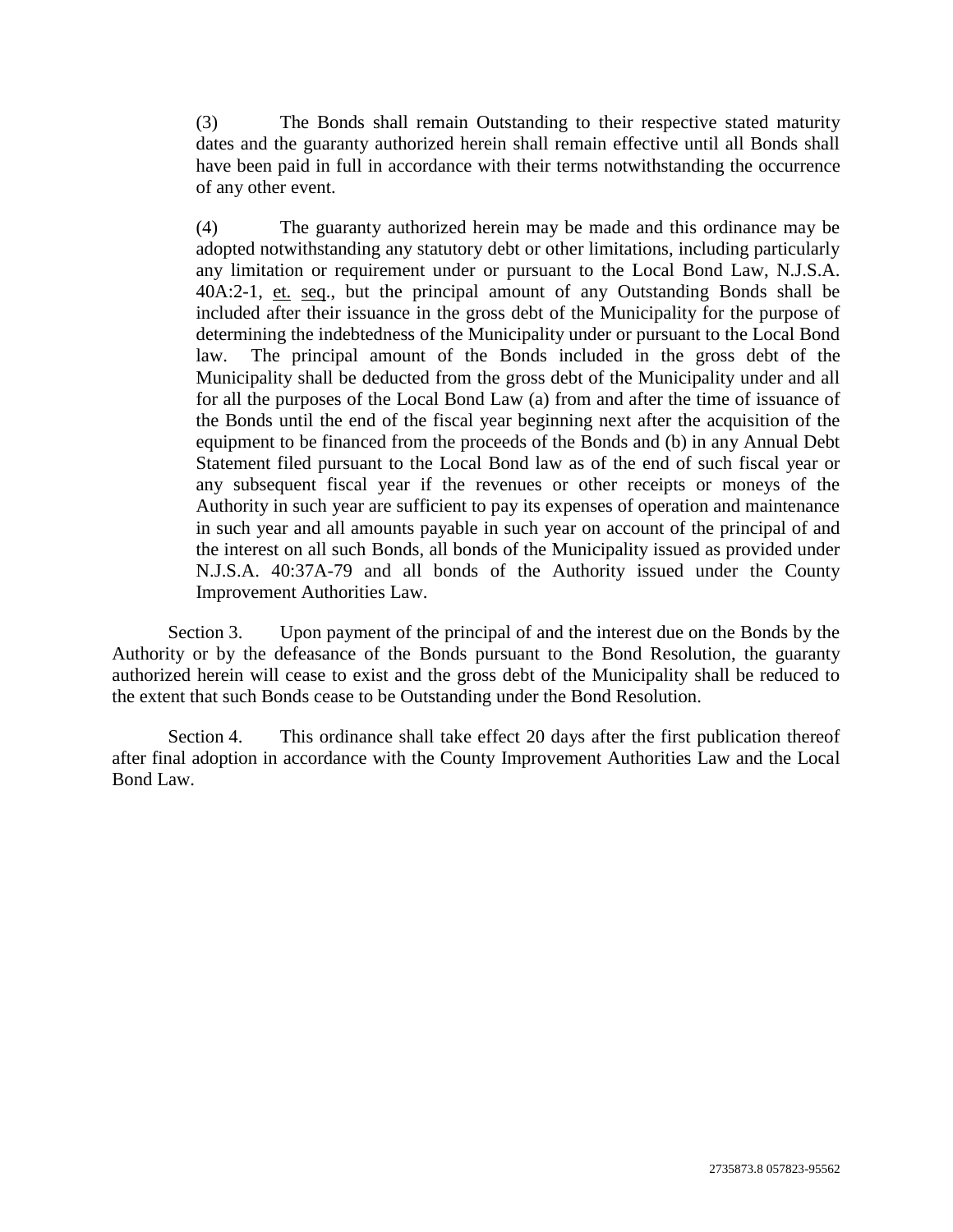(3) The Bonds shall remain Outstanding to their respective stated maturity dates and the guaranty authorized herein shall remain effective until all Bonds shall have been paid in full in accordance with their terms notwithstanding the occurrence of any other event.

(4) The guaranty authorized herein may be made and this ordinance may be adopted notwithstanding any statutory debt or other limitations, including particularly any limitation or requirement under or pursuant to the Local Bond Law, N.J.S.A. 40A:2-1, et. seq., but the principal amount of any Outstanding Bonds shall be included after their issuance in the gross debt of the Municipality for the purpose of determining the indebtedness of the Municipality under or pursuant to the Local Bond law. The principal amount of the Bonds included in the gross debt of the Municipality shall be deducted from the gross debt of the Municipality under and all for all the purposes of the Local Bond Law (a) from and after the time of issuance of the Bonds until the end of the fiscal year beginning next after the acquisition of the equipment to be financed from the proceeds of the Bonds and (b) in any Annual Debt Statement filed pursuant to the Local Bond law as of the end of such fiscal year or any subsequent fiscal year if the revenues or other receipts or moneys of the Authority in such year are sufficient to pay its expenses of operation and maintenance in such year and all amounts payable in such year on account of the principal of and the interest on all such Bonds, all bonds of the Municipality issued as provided under N.J.S.A. 40:37A-79 and all bonds of the Authority issued under the County Improvement Authorities Law.

Section 3. Upon payment of the principal of and the interest due on the Bonds by the Authority or by the defeasance of the Bonds pursuant to the Bond Resolution, the guaranty authorized herein will cease to exist and the gross debt of the Municipality shall be reduced to the extent that such Bonds cease to be Outstanding under the Bond Resolution.

Section 4. This ordinance shall take effect 20 days after the first publication thereof after final adoption in accordance with the County Improvement Authorities Law and the Local Bond Law.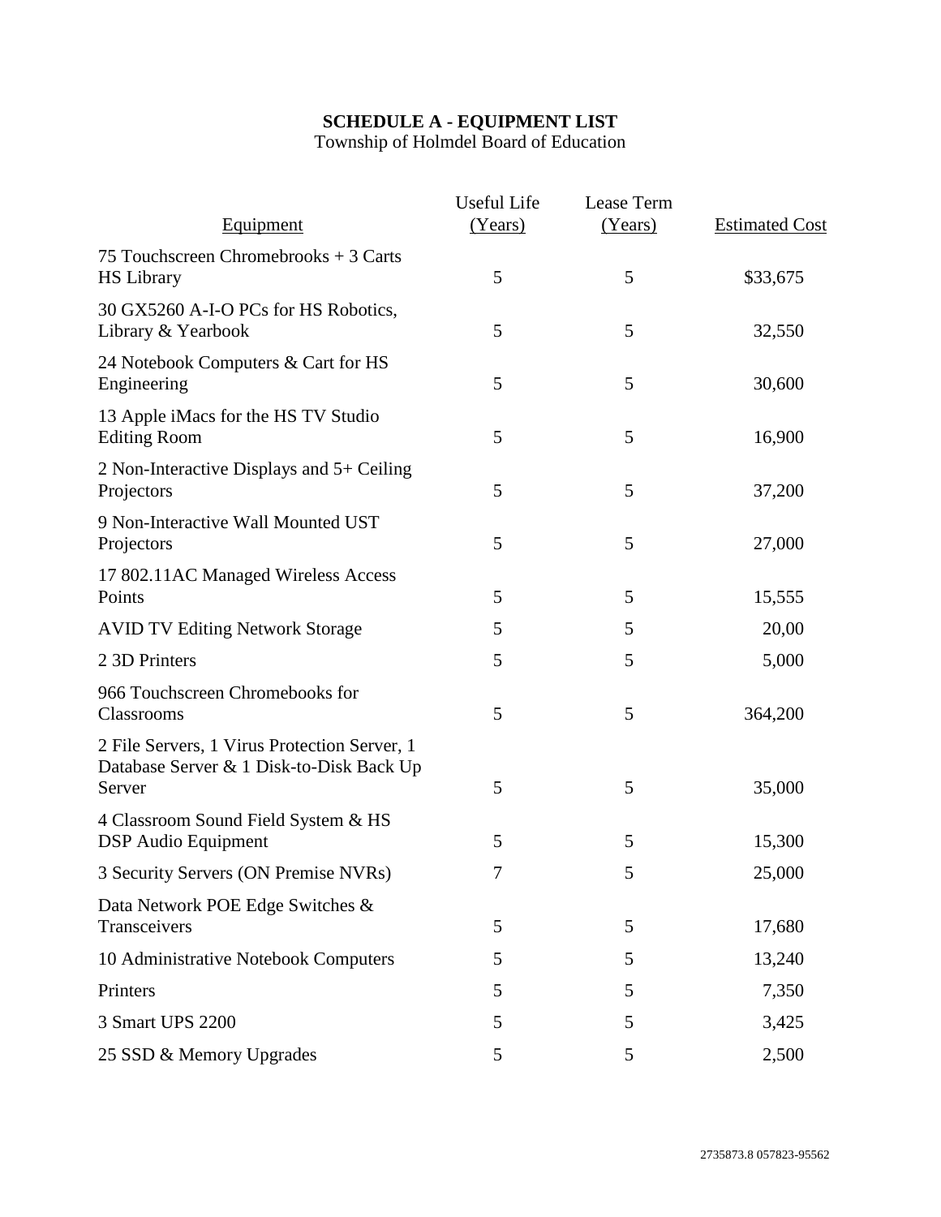**SCHEDULE A - EQUIPMENT LIST**

Township of Holmdel Board of Education

| Equipment | Useful Life (Years) | Lease Term (Years) | Estimated Cost |
|---|---|---|---|
| 75 Touchscreen Chromebrooks + 3 Carts HS Library | 5 | 5 | $33,675 |
| 30 GX5260 A-I-O PCs for HS Robotics, Library & Yearbook | 5 | 5 | 32,550 |
| 24 Notebook Computers & Cart for HS Engineering | 5 | 5 | 30,600 |
| 13 Apple iMacs for the HS TV Studio Editing Room | 5 | 5 | 16,900 |
| 2 Non-Interactive Displays and 5+ Ceiling Projectors | 5 | 5 | 37,200 |
| 9 Non-Interactive Wall Mounted UST Projectors | 5 | 5 | 27,000 |
| 17 802.11AC Managed Wireless Access Points | 5 | 5 | 15,555 |
| AVID TV Editing Network Storage | 5 | 5 | 20,00 |
| 2 3D Printers | 5 | 5 | 5,000 |
| 966 Touchscreen Chromebooks for Classrooms | 5 | 5 | 364,200 |
| 2 File Servers, 1 Virus Protection Server, 1 Database Server & 1 Disk-to-Disk Back Up Server | 5 | 5 | 35,000 |
| 4 Classroom Sound Field System & HS DSP Audio Equipment | 5 | 5 | 15,300 |
| 3 Security Servers (ON Premise NVRs) | 7 | 5 | 25,000 |
| Data Network POE Edge Switches & Transceivers | 5 | 5 | 17,680 |
| 10 Administrative Notebook Computers | 5 | 5 | 13,240 |
| Printers | 5 | 5 | 7,350 |
| 3 Smart UPS 2200 | 5 | 5 | 3,425 |
| 25 SSD & Memory Upgrades | 5 | 5 | 2,500 |

2735873.8 057823-95562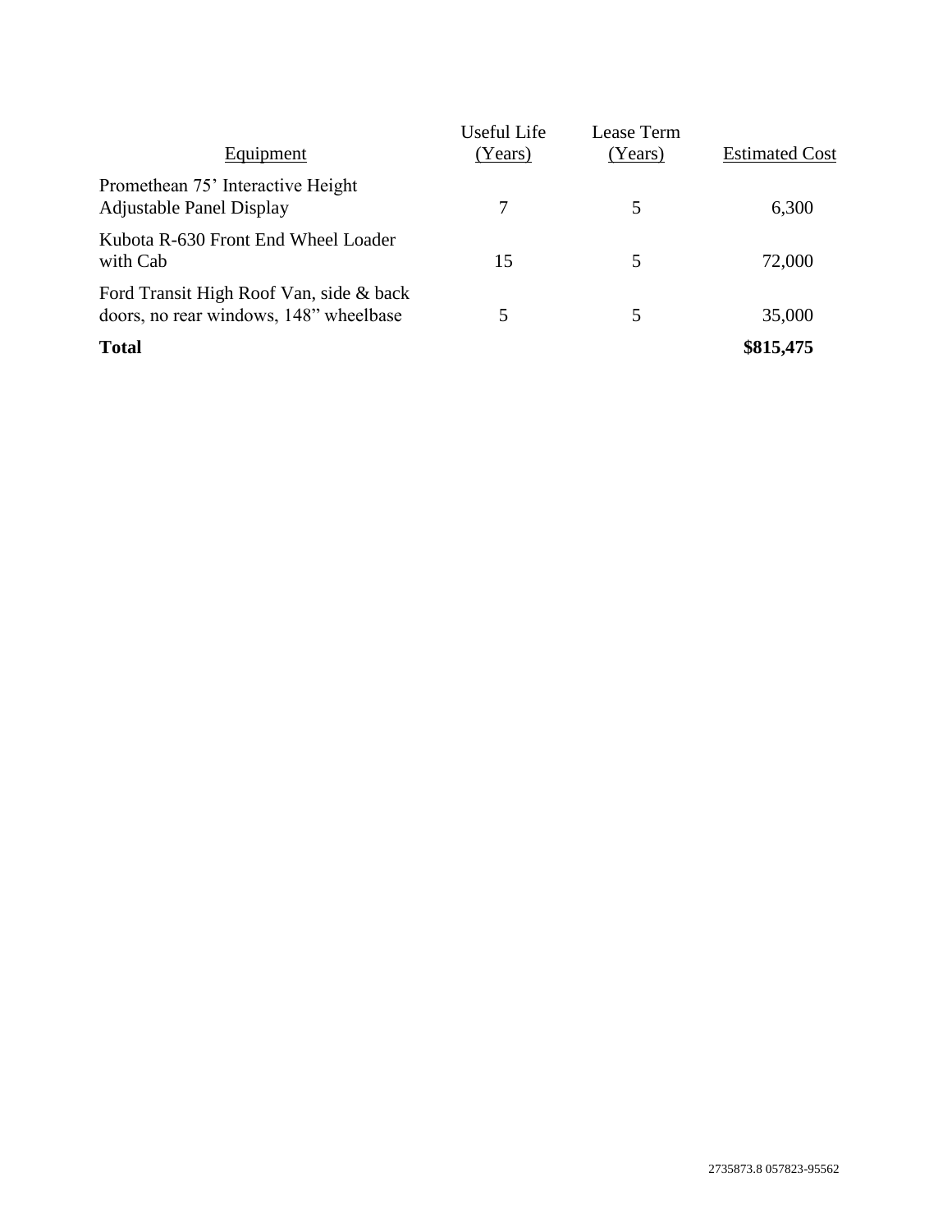| Equipment | Useful Life (Years) | Lease Term (Years) | Estimated Cost |
|---|---|---|---|
| Promethean 75' Interactive Height Adjustable Panel Display | 7 | 5 | 6,300 |
| Kubota R-630 Front End Wheel Loader with Cab | 15 | 5 | 72,000 |
| Ford Transit High Roof Van, side & back doors, no rear windows, 148" wheelbase | 5 | 5 | 35,000 |
| **Total** | | | **$815,475** |

2735873.8 057823-95562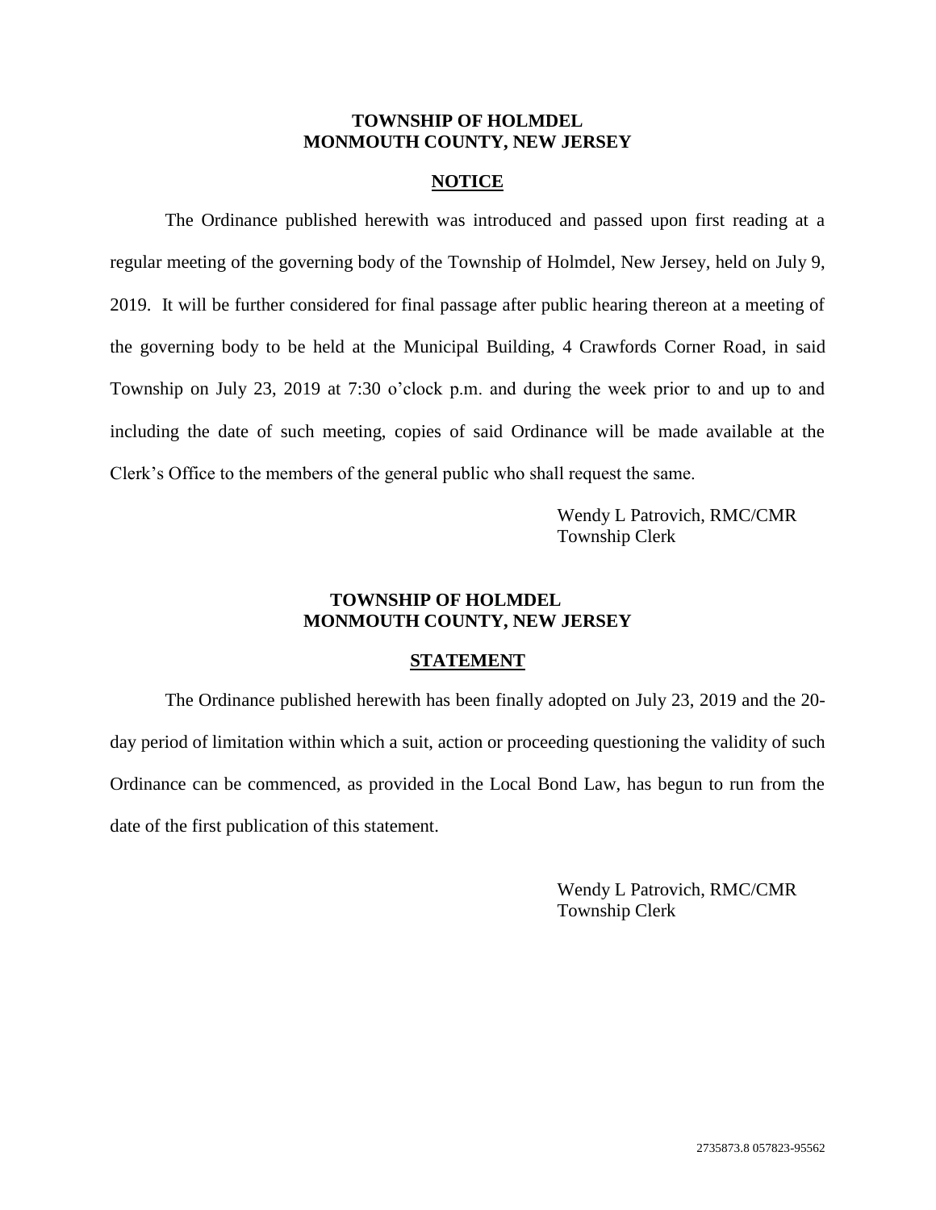**TOWNSHIP OF HOLMDEL**
**MONMOUTH COUNTY, NEW JERSEY**

**NOTICE**

The Ordinance published herewith was introduced and passed upon first reading at a regular meeting of the governing body of the Township of Holmdel, New Jersey, held on July 9, 2019. It will be further considered for final passage after public hearing thereon at a meeting of the governing body to be held at the Municipal Building, 4 Crawfords Corner Road, in said Township on July 23, 2019 at 7:30 o'clock p.m. and during the week prior to and up to and including the date of such meeting, copies of said Ordinance will be made available at the Clerk's Office to the members of the general public who shall request the same.

Wendy L Patrovich, RMC/CMR
Township Clerk

**TOWNSHIP OF HOLMDEL**
**MONMOUTH COUNTY, NEW JERSEY**

**STATEMENT**

The Ordinance published herewith has been finally adopted on July 23, 2019 and the 20-day period of limitation within which a suit, action or proceeding questioning the validity of such Ordinance can be commenced, as provided in the Local Bond Law, has begun to run from the date of the first publication of this statement.

Wendy L Patrovich, RMC/CMR
Township Clerk

2735873.8 057823-95562